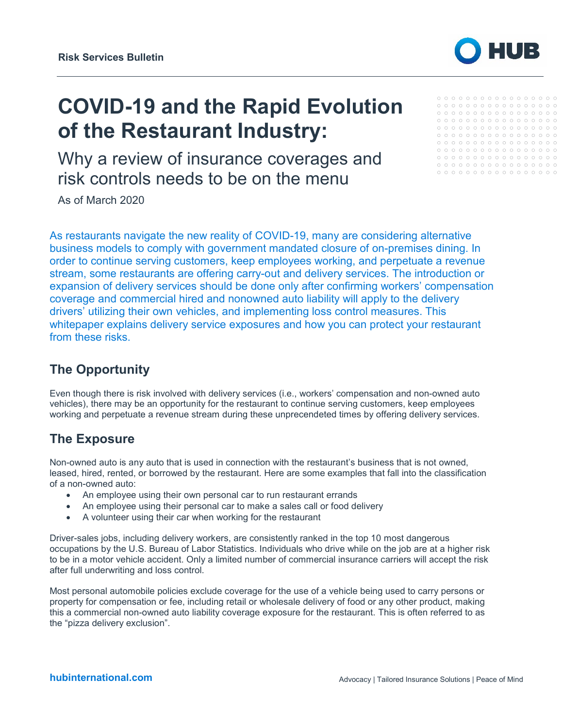**Risk Services Bulletin**

# COVID-19 and the Rapid Evolution of the Restaurant Industry:

## Why a review of insurance coverages and risk controls needs to be on the menu

As of March 2020

As restaurants navigate the new reality of COVID-19, many are considering alternative business models to comply with government mandated closure of on-premises dining. In order to continue serving customers, keep employees working, and perpetuate a revenue stream, some restaurants are offering carry-out and delivery services. The introduction or expansion of delivery services should be done only after confirming workers' compensation coverage and commercial hired and nonowned auto liability will apply to the delivery drivers' utilizing their own vehicles, and implementing loss control measures. This whitepaper explains delivery service exposures and how you can protect your restaurant from these risks.

## The Opportunity

Even though there is risk involved with delivery services (i.e., workers' compensation and non-owned auto vehicles), there may be an opportunity for the restaurant to continue serving customers, keep employees working and perpetuate a revenue stream during these unprecedented times by offering delivery services.

## The Exposure

Non-owned auto is any auto that is used in connection with the restaurant's business that is not owned, leased, hired, rented, or borrowed by the restaurant. Here are some examples that fall into the classification of a non-owned auto:

- An employee using their own personal car to run restaurant errands
- An employee using their personal car to make a sales call or food delivery
- A volunteer using their car when working for the restaurant

Driver-sales jobs, including delivery workers, are consistently ranked in the top 10 most dangerous occupations by the U.S. Bureau of Labor Statistics. Individuals who drive while on the job are at a higher risk to be in a motor vehicle accident. Only a limited number of commercial insurance carriers will accept the risk after full underwriting and loss control.

Most personal automobile policies exclude coverage for the use of a vehicle being used to carry persons or property for compensation or fee, including retail or wholesale delivery of food or any other product, making this a commercial non-owned auto liability coverage exposure for the restaurant. This is often referred to as the "pizza delivery exclusion".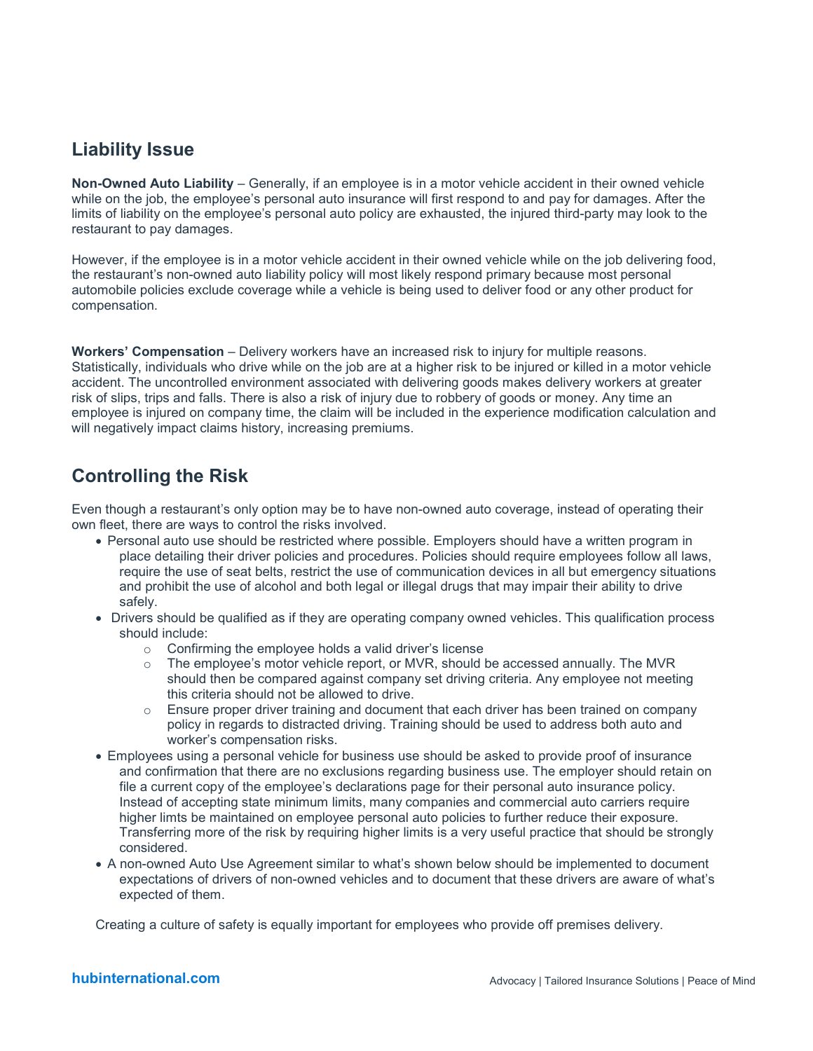## Liability Issue

**Non-Owned Auto Liability** – Generally, if an employee is in a motor vehicle accident in their owned vehicle while on the job, the employee's personal auto insurance will first respond to and pay for damages. After the limits of liability on the employee's personal auto policy are exhausted, the injured third-party may look to the restaurant to pay damages.

However, if the employee is in a motor vehicle accident in their owned vehicle while on the job delivering food, the restaurant's non-owned auto liability policy will most likely respond primary because most personal automobile policies exclude coverage while a vehicle is being used to deliver food or any other product for compensation.

**Workers' Compensation** – Delivery workers have an increased risk to injury for multiple reasons. Statistically, individuals who drive while on the job are at a higher risk to be injured or killed in a motor vehicle accident. The uncontrolled environment associated with delivering goods makes delivery workers at greater risk of slips, trips and falls. There is also a risk of injury due to robbery of goods or money. Any time an employee is injured on company time, the claim will be included in the experience modification calculation and will negatively impact claims history, increasing premiums.

## Controlling the Risk

Even though a restaurant's only option may be to have non-owned auto coverage, instead of operating their own fleet, there are ways to control the risks involved.

- Personal auto use should be restricted where possible. Employers should have a written program in place detailing their driver policies and procedures. Policies should require employees follow all laws, require the use of seat belts, restrict the use of communication devices in all but emergency situations and prohibit the use of alcohol and both legal or illegal drugs that may impair their ability to drive safely.
- Drivers should be qualified as if they are operating company owned vehicles. This qualification process should include:
    - Confirming the employee holds a valid driver's license
    - The employee's motor vehicle report, or MVR, should be accessed annually. The MVR should then be compared against company set driving criteria. Any employee not meeting this criteria should not be allowed to drive.
    - Ensure proper driver training and document that each driver has been trained on company policy in regards to distracted driving. Training should be used to address both auto and worker's compensation risks.
- Employees using a personal vehicle for business use should be asked to provide proof of insurance and confirmation that there are no exclusions regarding business use. The employer should retain on file a current copy of the employee's declarations page for their personal auto insurance policy. Instead of accepting state minimum limits, many companies and commercial auto carriers require higher limts be maintained on employee personal auto policies to further reduce their exposure. Transferring more of the risk by requiring higher limits is a very useful practice that should be strongly considered.
- A non-owned Auto Use Agreement similar to what's shown below should be implemented to document expectations of drivers of non-owned vehicles and to document that these drivers are aware of what's expected of them.

Creating a culture of safety is equally important for employees who provide off premises delivery.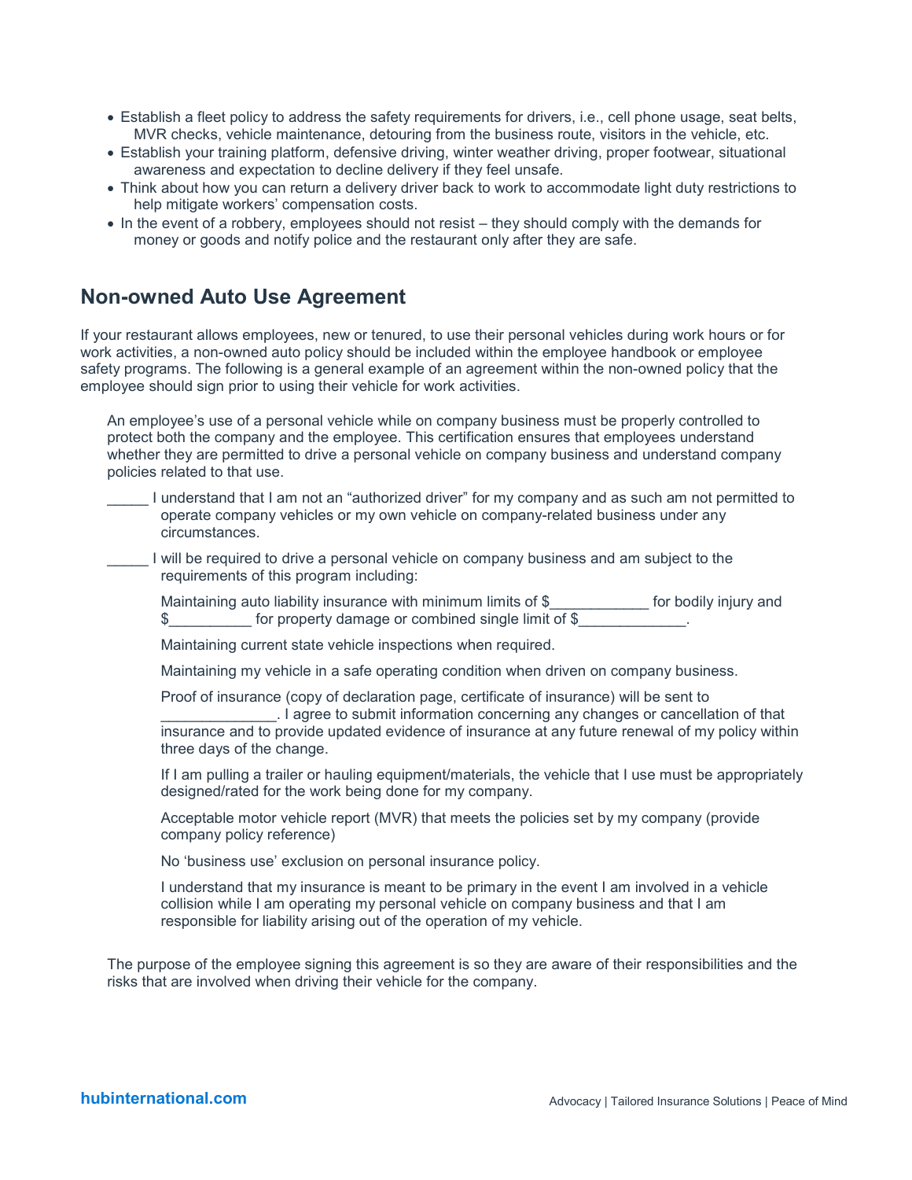- Establish a fleet policy to address the safety requirements for drivers, i.e., cell phone usage, seat belts, MVR checks, vehicle maintenance, detouring from the business route, visitors in the vehicle, etc.
- Establish your training platform, defensive driving, winter weather driving, proper footwear, situational awareness and expectation to decline delivery if they feel unsafe.
- Think about how you can return a delivery driver back to work to accommodate light duty restrictions to help mitigate workers' compensation costs.
- In the event of a robbery, employees should not resist – they should comply with the demands for money or goods and notify police and the restaurant only after they are safe.

## Non-owned Auto Use Agreement

If your restaurant allows employees, new or tenured, to use their personal vehicles during work hours or for work activities, a non-owned auto policy should be included within the employee handbook or employee safety programs. The following is a general example of an agreement within the non-owned policy that the employee should sign prior to using their vehicle for work activities.

> An employee's use of a personal vehicle while on company business must be properly controlled to protect both the company and the employee. This certification ensures that employees understand whether they are permitted to drive a personal vehicle on company business and understand company policies related to that use.
>
> _____ I understand that I am not an "authorized driver" for my company and as such am not permitted to operate company vehicles or my own vehicle on company-related business under any circumstances.
>
> _____ I will be required to drive a personal vehicle on company business and am subject to the requirements of this program including:
>
> Maintaining auto liability insurance with minimum limits of $____________ for bodily injury and $__________ for property damage or combined single limit of $_____________.
>
> Maintaining current state vehicle inspections when required.
>
> Maintaining my vehicle in a safe operating condition when driven on company business.
>
> Proof of insurance (copy of declaration page, certificate of insurance) will be sent to ______________. I agree to submit information concerning any changes or cancellation of that insurance and to provide updated evidence of insurance at any future renewal of my policy within three days of the change.
>
> If I am pulling a trailer or hauling equipment/materials, the vehicle that I use must be appropriately designed/rated for the work being done for my company.
>
> Acceptable motor vehicle report (MVR) that meets the policies set by my company (provide company policy reference)
>
> No 'business use' exclusion on personal insurance policy.
>
> I understand that my insurance is meant to be primary in the event I am involved in a vehicle collision while I am operating my personal vehicle on company business and that I am responsible for liability arising out of the operation of my vehicle.
>
> The purpose of the employee signing this agreement is so they are aware of their responsibilities and the risks that are involved when driving their vehicle for the company.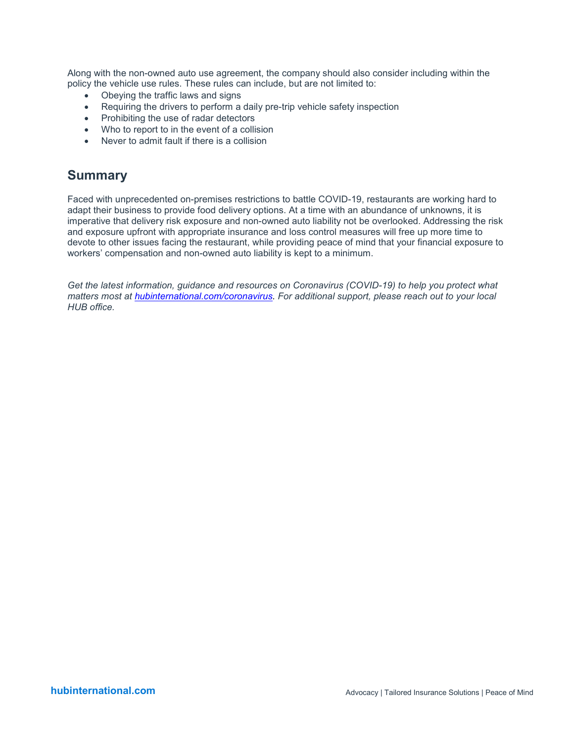Along with the non-owned auto use agreement, the company should also consider including within the policy the vehicle use rules. These rules can include, but are not limited to:

- Obeying the traffic laws and signs
- Requiring the drivers to perform a daily pre-trip vehicle safety inspection
- Prohibiting the use of radar detectors
- Who to report to in the event of a collision
- Never to admit fault if there is a collision

## Summary

Faced with unprecedented on-premises restrictions to battle COVID-19, restaurants are working hard to adapt their business to provide food delivery options. At a time with an abundance of unknowns, it is imperative that delivery risk exposure and non-owned auto liability not be overlooked. Addressing the risk and exposure upfront with appropriate insurance and loss control measures will free up more time to devote to other issues facing the restaurant, while providing peace of mind that your financial exposure to workers' compensation and non-owned auto liability is kept to a minimum.

*Get the latest information, guidance and resources on Coronavirus (COVID-19) to help you protect what matters most at [hubinternational.com/coronavirus](hubinternational.com/coronavirus). For additional support, please reach out to your local HUB office.*